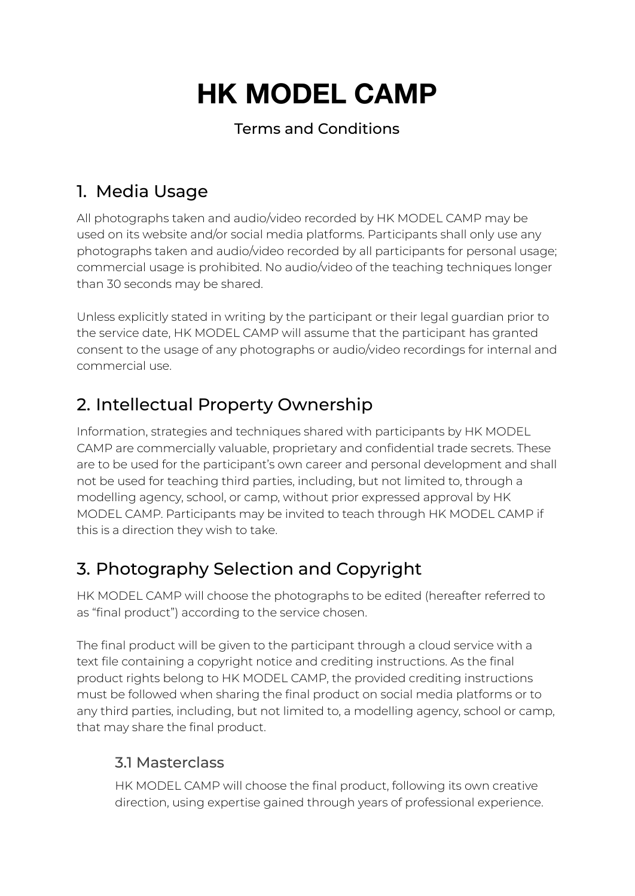# HK MODEL CAMP

Terms and Conditions

## 1. Media Usage

All photographs taken and audio/video recorded by HK MODEL CAMP may be used on its website and/or social media platforms. Participants shall only use any photographs taken and audio/video recorded by all participants for personal usage; commercial usage is prohibited. No audio/video of the teaching techniques longer than 30 seconds may be shared.

Unless explicitly stated in writing by the participant or their legal guardian prior to the service date, HK MODEL CAMP will assume that the participant has granted consent to the usage of any photographs or audio/video recordings for internal and commercial use.

## 2. Intellectual Property Ownership

Information, strategies and techniques shared with participants by HK MODEL CAMP are commercially valuable, proprietary and confidential trade secrets. These are to be used for the participant's own career and personal development and shall not be used for teaching third parties, including, but not limited to, through a modelling agency, school, or camp, without prior expressed approval by HK MODEL CAMP. Participants may be invited to teach through HK MODEL CAMP if this is a direction they wish to take.

## 3. Photography Selection and Copyright

HK MODEL CAMP will choose the photographs to be edited (hereafter referred to as "final product") according to the service chosen.

The final product will be given to the participant through a cloud service with a text file containing a copyright notice and crediting instructions. As the final product rights belong to HK MODEL CAMP, the provided crediting instructions must be followed when sharing the final product on social media platforms or to any third parties, including, but not limited to, a modelling agency, school or camp, that may share the final product.

### 3.1 Masterclass

HK MODEL CAMP will choose the final product, following its own creative direction, using expertise gained through years of professional experience.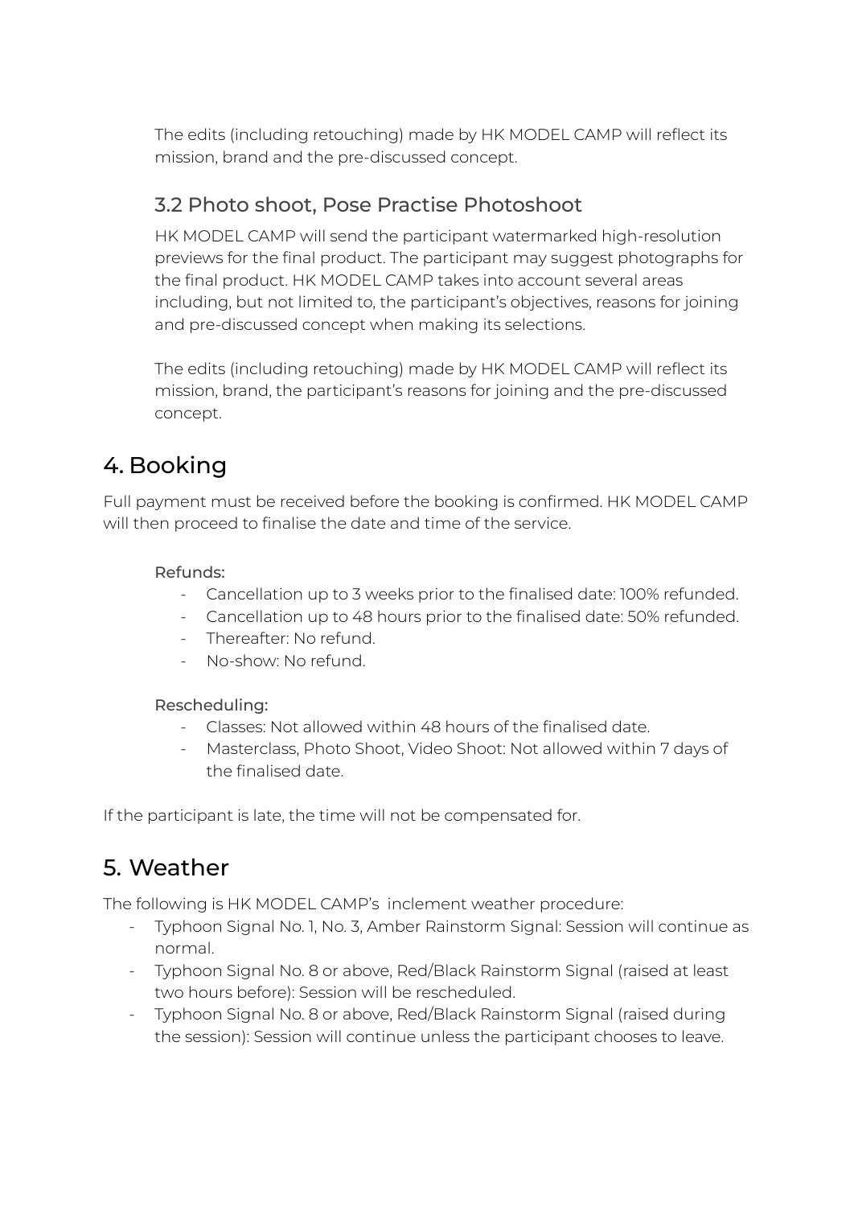The edits (including retouching) made by HK MODEL CAMP will reflect its mission, brand and the pre-discussed concept.

### 3.2 Photo shoot, Pose Practise Photoshoot

HK MODEL CAMP will send the participant watermarked high-resolution previews for the final product. The participant may suggest photographs for the final product. HK MODEL CAMP takes into account several areas including, but not limited to, the participant's objectives, reasons for joining and pre-discussed concept when making its selections.

The edits (including retouching) made by HK MODEL CAMP will reflect its mission, brand, the participant's reasons for joining and the pre-discussed concept.

## 4. Booking

Full payment must be received before the booking is confirmed. HK MODEL CAMP will then proceed to finalise the date and time of the service.

Refunds:

- Cancellation up to 3 weeks prior to the finalised date: 100% refunded.
- Cancellation up to 48 hours prior to the finalised date: 50% refunded.
- Thereafter: No refund.
- No-show: No refund.

Rescheduling:

- Classes: Not allowed within 48 hours of the finalised date.
- Masterclass, Photo Shoot, Video Shoot: Not allowed within 7 days of the finalised date.

If the participant is late, the time will not be compensated for.

## 5. Weather

The following is HK MODEL CAMP's inclement weather procedure:

- Typhoon Signal No. 1, No. 3, Amber Rainstorm Signal: Session will continue as normal.
- Typhoon Signal No. 8 or above, Red/Black Rainstorm Signal (raised at least two hours before): Session will be rescheduled.
- Typhoon Signal No. 8 or above, Red/Black Rainstorm Signal (raised during the session): Session will continue unless the participant chooses to leave.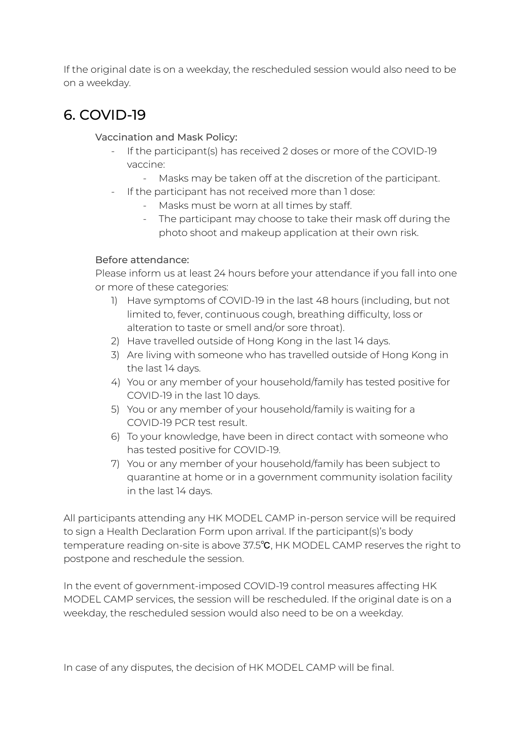If the original date is on a weekday, the rescheduled session would also need to be on a weekday.

## 6. COVID-19

Vaccination and Mask Policy:

- If the participant(s) has received 2 doses or more of the COVID-19 vaccine:
    - Masks may be taken off at the discretion of the participant.
- If the participant has not received more than 1 dose:
    - Masks must be worn at all times by staff.
    - The participant may choose to take their mask off during the photo shoot and makeup application at their own risk.

Before attendance:

Please inform us at least 24 hours before your attendance if you fall into one or more of these categories:

1) Have symptoms of COVID-19 in the last 48 hours (including, but not limited to, fever, continuous cough, breathing difficulty, loss or alteration to taste or smell and/or sore throat).
2) Have travelled outside of Hong Kong in the last 14 days.
3) Are living with someone who has travelled outside of Hong Kong in the last 14 days.
4) You or any member of your household/family has tested positive for COVID-19 in the last 10 days.
5) You or any member of your household/family is waiting for a COVID-19 PCR test result.
6) To your knowledge, have been in direct contact with someone who has tested positive for COVID-19.
7) You or any member of your household/family has been subject to quarantine at home or in a government community isolation facility in the last 14 days.

All participants attending any HK MODEL CAMP in-person service will be required to sign a Health Declaration Form upon arrival. If the participant(s)'s body temperature reading on-site is above 37.5℃, HK MODEL CAMP reserves the right to postpone and reschedule the session.

In the event of government-imposed COVID-19 control measures affecting HK MODEL CAMP services, the session will be rescheduled. If the original date is on a weekday, the rescheduled session would also need to be on a weekday.

In case of any disputes, the decision of HK MODEL CAMP will be final.